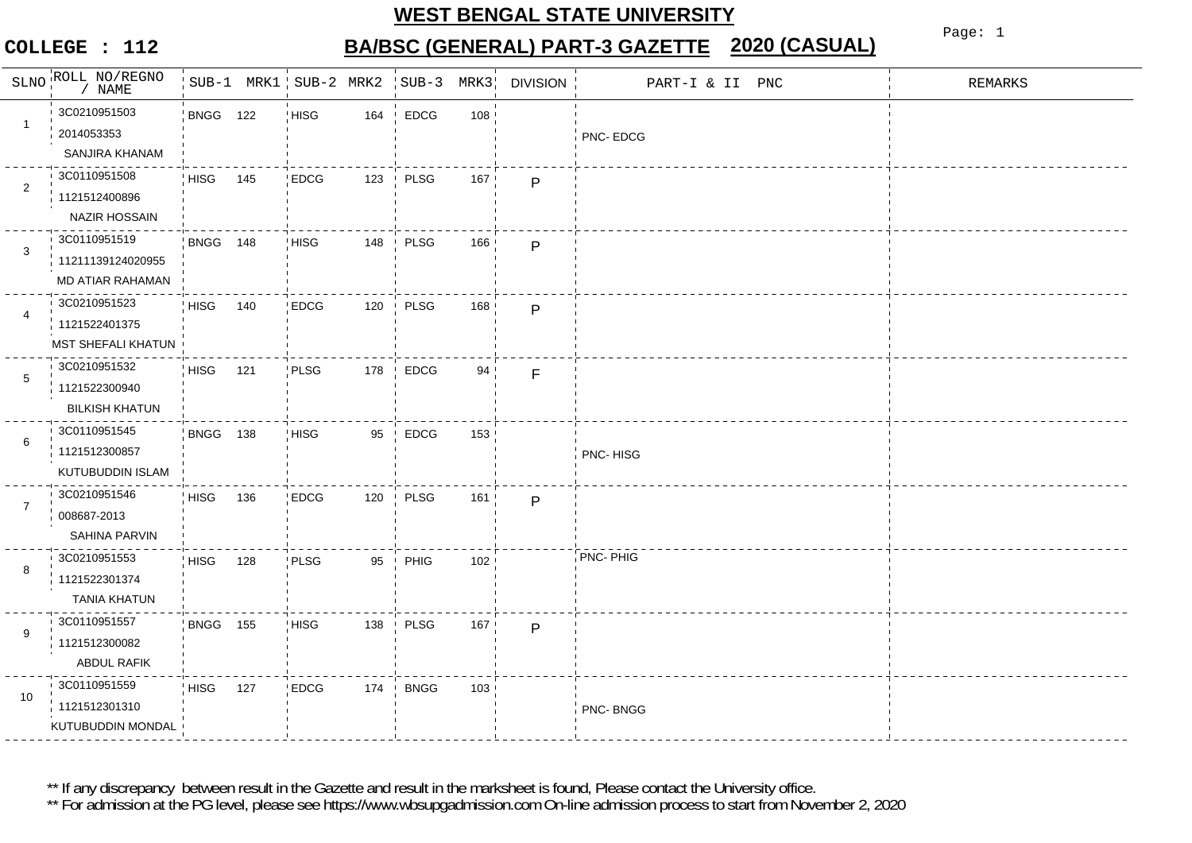# WEST BENGAL STATE UNIVERSITY

## COLLEGE : 112 BA/BSC (GENERAL) PART-3 GAZETTE 2020 (CASUAL)

| SLNO | ROLL NO/REGNO / NAME | SUB-1 | MRK1 | SUB-2 | MRK2 | SUB-3 | MRK3 | DIVISION | PART-I & II PNC | REMARKS |
|---|---|---|---|---|---|---|---|---|---|---|
| 1 | 3C0210951503<br>2014053353<br>SANJIRA KHANAM | BNGG | 122 | HISG | 164 | EDCG | 108 | | PNC- EDCG | |
| 2 | 3C0110951508<br>1121512400896<br>NAZIR HOSSAIN | HISG | 145 | EDCG | 123 | PLSG | 167 | P | | |
| 3 | 3C0110951519<br>11211139124020955<br>MD ATIAR RAHAMAN | BNGG | 148 | HISG | 148 | PLSG | 166 | P | | |
| 4 | 3C0210951523<br>1121522401375<br>MST SHEFALI KHATUN | HISG | 140 | EDCG | 120 | PLSG | 168 | P | | |
| 5 | 3C0210951532<br>1121522300940<br>BILKISH KHATUN | HISG | 121 | PLSG | 178 | EDCG | 94 | F | | |
| 6 | 3C0110951545<br>1121512300857<br>KUTUBUDDIN ISLAM | BNGG | 138 | HISG | 95 | EDCG | 153 | | PNC- HISG | |
| 7 | 3C0210951546<br>008687-2013<br>SAHINA PARVIN | HISG | 136 | EDCG | 120 | PLSG | 161 | P | | |
| 8 | 3C0210951553<br>1121522301374<br>TANIA KHATUN | HISG | 128 | PLSG | 95 | PHIG | 102 | | PNC- PHIG | |
| 9 | 3C0110951557<br>1121512300082<br>ABDUL RAFIK | BNGG | 155 | HISG | 138 | PLSG | 167 | P | | |
| 10 | 3C0110951559<br>1121512301310<br>KUTUBUDDIN MONDAL | HISG | 127 | EDCG | 174 | BNGG | 103 | | PNC- BNGG | |

** If any discrepancy between result in the Gazette and result in the marksheet is found, Please contact the University office.

** For admission at the PG level, please see https://www.wbsupgadmission.com On-line admission process to start from November 2, 2020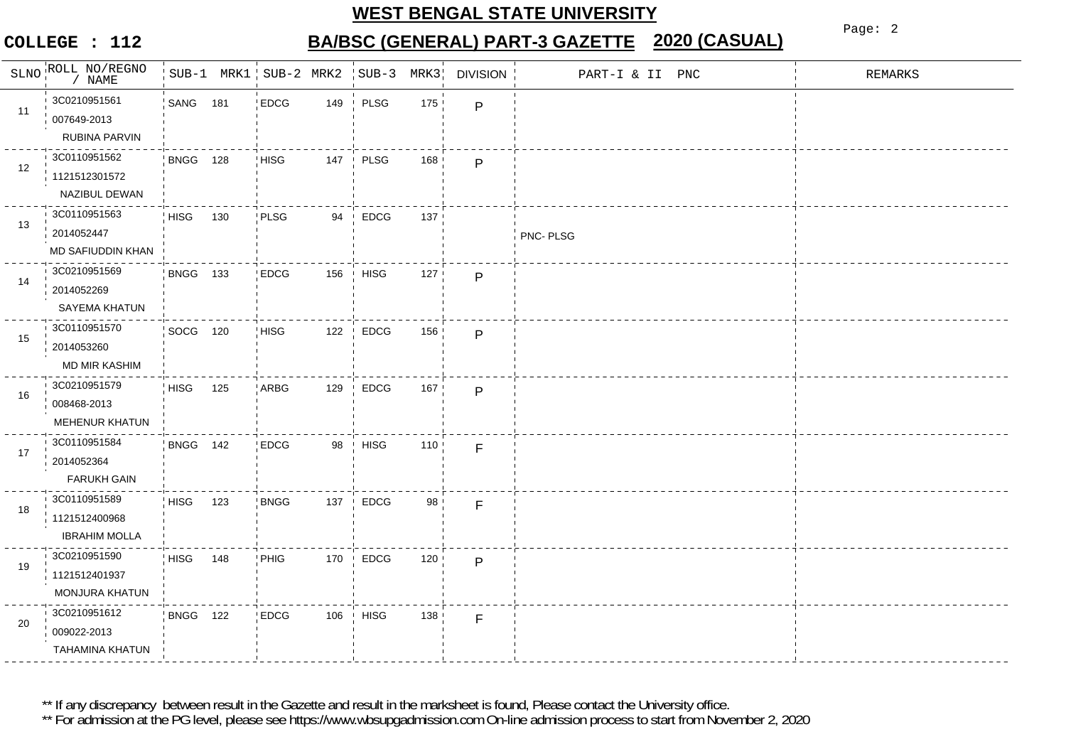# WEST BENGAL STATE UNIVERSITY

**COLLEGE : 112** **BA/BSC (GENERAL) PART-3 GAZETTE 2020 (CASUAL)**

| SLNO | ROLL NO/REGNO / NAME | SUB-1 | MRK1 | SUB-2 | MRK2 | SUB-3 | MRK3 | DIVISION | PART-I & II PNC | REMARKS |
|---|---|---|---|---|---|---|---|---|---|---|
| 11 | 3C0210951561 007649-2013 RUBINA PARVIN | SANG | 181 | EDCG | 149 | PLSG | 175 | P | | |
| 12 | 3C0110951562 1121512301572 NAZIBUL DEWAN | BNGG | 128 | HISG | 147 | PLSG | 168 | P | | |
| 13 | 3C0110951563 2014052447 MD SAFIUDDIN KHAN | HISG | 130 | PLSG | 94 | EDCG | 137 | | PNC- PLSG | |
| 14 | 3C0210951569 2014052269 SAYEMA KHATUN | BNGG | 133 | EDCG | 156 | HISG | 127 | P | | |
| 15 | 3C0110951570 2014053260 MD MIR KASHIM | SOCG | 120 | HISG | 122 | EDCG | 156 | P | | |
| 16 | 3C0210951579 008468-2013 MEHENUR KHATUN | HISG | 125 | ARBG | 129 | EDCG | 167 | P | | |
| 17 | 3C0110951584 2014052364 FARUKH GAIN | BNGG | 142 | EDCG | 98 | HISG | 110 | F | | |
| 18 | 3C0110951589 1121512400968 IBRAHIM MOLLA | HISG | 123 | BNGG | 137 | EDCG | 98 | F | | |
| 19 | 3C0210951590 1121512401937 MONJURA KHATUN | HISG | 148 | PHIG | 170 | EDCG | 120 | P | | |
| 20 | 3C0210951612 009022-2013 TAHAMINA KHATUN | BNGG | 122 | EDCG | 106 | HISG | 138 | F | | |

** If any discrepancy between result in the Gazette and result in the marksheet is found, Please contact the University office.

** For admission at the PG level, please see https://www.wbsupgadmission.com On-line admission process to start from November 2, 2020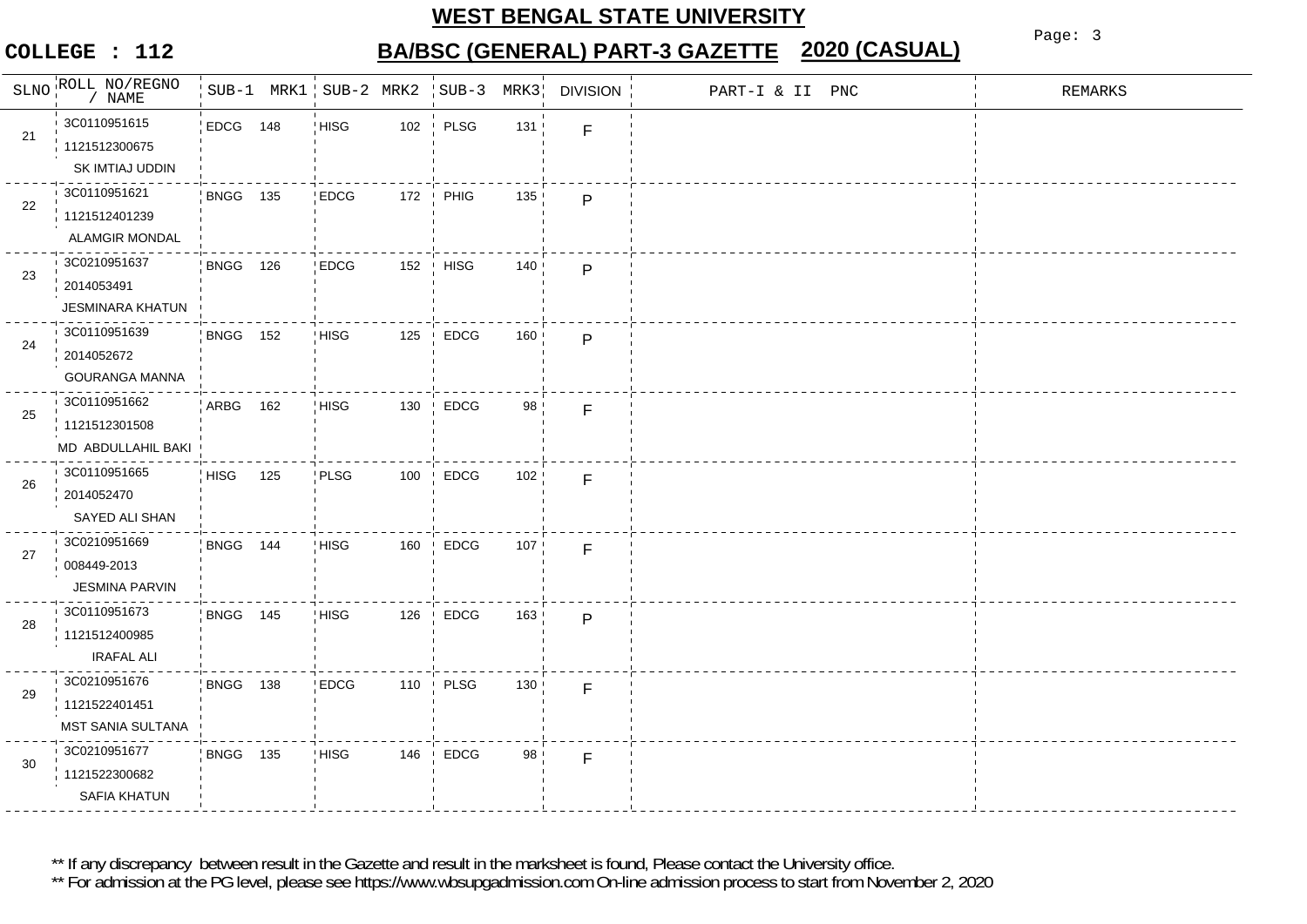# WEST BENGAL STATE UNIVERSITY

## COLLEGE : 112 — BA/BSC (GENERAL) PART-3 GAZETTE 2020 (CASUAL)

| SLNO | ROLL NO/REGNO / NAME | SUB-1 | MRK1 | SUB-2 | MRK2 | SUB-3 | MRK3 | DIVISION | PART-I & II PNC | REMARKS |
|---|---|---|---|---|---|---|---|---|---|---|
| 21 | 3C0110951615<br>1121512300675<br>SK IMTIAJ UDDIN | EDCG | 148 | HISG | 102 | PLSG | 131 | F | | |
| 22 | 3C0110951621<br>1121512401239<br>ALAMGIR MONDAL | BNGG | 135 | EDCG | 172 | PHIG | 135 | P | | |
| 23 | 3C0210951637<br>2014053491<br>JESMINARA KHATUN | BNGG | 126 | EDCG | 152 | HISG | 140 | P | | |
| 24 | 3C0110951639<br>2014052672<br>GOURANGA MANNA | BNGG | 152 | HISG | 125 | EDCG | 160 | P | | |
| 25 | 3C0110951662<br>1121512301508<br>MD ABDULLAHIL BAKI | ARBG | 162 | HISG | 130 | EDCG | 98 | F | | |
| 26 | 3C0110951665<br>2014052470<br>SAYED ALI SHAN | HISG | 125 | PLSG | 100 | EDCG | 102 | F | | |
| 27 | 3C0210951669<br>008449-2013<br>JESMINA PARVIN | BNGG | 144 | HISG | 160 | EDCG | 107 | F | | |
| 28 | 3C0110951673<br>1121512400985<br>IRAFAL ALI | BNGG | 145 | HISG | 126 | EDCG | 163 | P | | |
| 29 | 3C0210951676<br>1121522401451<br>MST SANIA SULTANA | BNGG | 138 | EDCG | 110 | PLSG | 130 | F | | |
| 30 | 3C0210951677<br>1121522300682<br>SAFIA KHATUN | BNGG | 135 | HISG | 146 | EDCG | 98 | F | | |

** If any discrepancy between result in the Gazette and result in the marksheet is found, Please contact the University office.

** For admission at the PG level, please see https://www.wbsupgadmission.com On-line admission process to start from November 2, 2020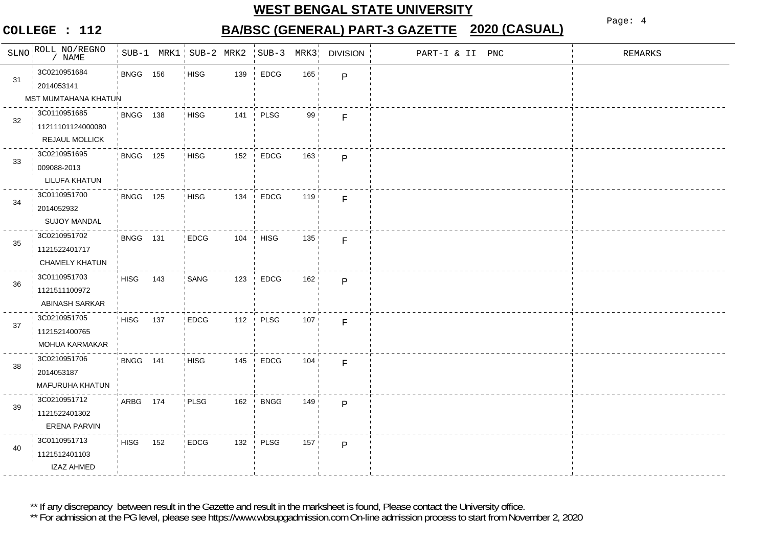# WEST BENGAL STATE UNIVERSITY

**COLLEGE : 112**

## BA/BSC (GENERAL) PART-3 GAZETTE 2020 (CASUAL)

| SLNO | ROLL NO/REGNO / NAME | SUB-1 | MRK1 | SUB-2 | MRK2 | SUB-3 | MRK3 | DIVISION | PART-I & II PNC | REMARKS |
|---|---|---|---|---|---|---|---|---|---|---|
| 31 | 3C0210951684 2014053141 MST MUMTAHANA KHATUN | BNGG | 156 | HISG | 139 | EDCG | 165 | P | | |
| 32 | 3C0110951685 11211101124000080 REJAUL MOLLICK | BNGG | 138 | HISG | 141 | PLSG | 99 | F | | |
| 33 | 3C0210951695 009088-2013 LILUFA KHATUN | BNGG | 125 | HISG | 152 | EDCG | 163 | P | | |
| 34 | 3C0110951700 2014052932 SUJOY MANDAL | BNGG | 125 | HISG | 134 | EDCG | 119 | F | | |
| 35 | 3C0210951702 1121522401717 CHAMELY KHATUN | BNGG | 131 | EDCG | 104 | HISG | 135 | F | | |
| 36 | 3C0110951703 1121511100972 ABINASH SARKAR | HISG | 143 | SANG | 123 | EDCG | 162 | P | | |
| 37 | 3C0210951705 1121521400765 MOHUA KARMAKAR | HISG | 137 | EDCG | 112 | PLSG | 107 | F | | |
| 38 | 3C0210951706 2014053187 MAFURUHA KHATUN | BNGG | 141 | HISG | 145 | EDCG | 104 | F | | |
| 39 | 3C0210951712 1121522401302 ERENA PARVIN | ARBG | 174 | PLSG | 162 | BNGG | 149 | P | | |
| 40 | 3C0110951713 1121512401103 IZAZ AHMED | HISG | 152 | EDCG | 132 | PLSG | 157 | P | | |

** If any discrepancy between result in the Gazette and result in the marksheet is found, Please contact the University office.

** For admission at the PG level, please see https://www.wbsupgadmission.com On-line admission process to start from November 2, 2020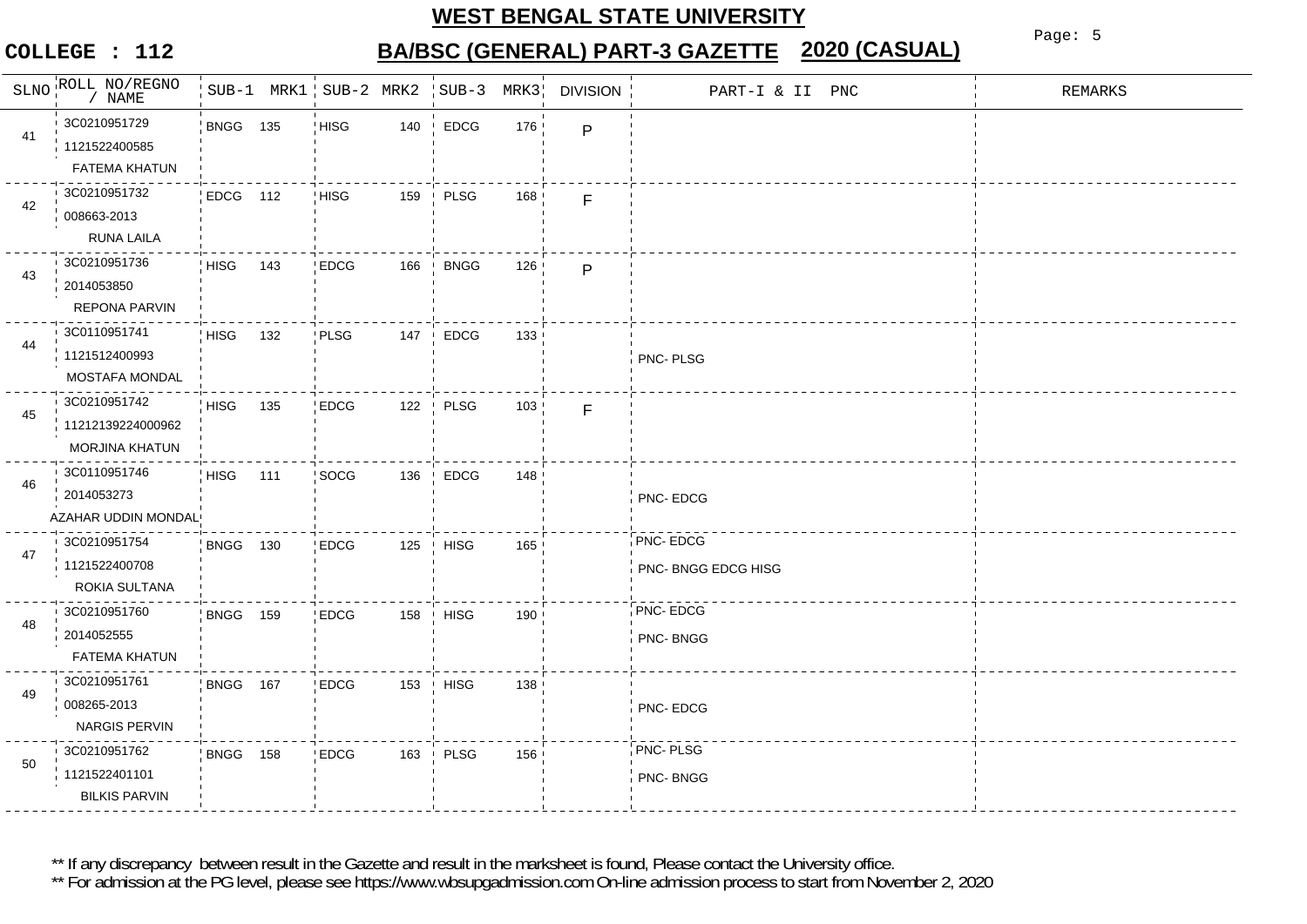# WEST BENGAL STATE UNIVERSITY

**COLLEGE : 112**

## BA/BSC (GENERAL) PART-3 GAZETTE 2020 (CASUAL)

| SLNO | ROLL NO/REGNO / NAME | SUB-1 | MRK1 | SUB-2 | MRK2 | SUB-3 | MRK3 | DIVISION | PART-I & II PNC | REMARKS |
|---|---|---|---|---|---|---|---|---|---|---|
| 41 | 3C0210951729<br>1121522400585<br>FATEMA KHATUN | BNGG | 135 | HISG | 140 | EDCG | 176 | P | | |
| 42 | 3C0210951732<br>008663-2013<br>RUNA LAILA | EDCG | 112 | HISG | 159 | PLSG | 168 | F | | |
| 43 | 3C0210951736<br>2014053850<br>REPONA PARVIN | HISG | 143 | EDCG | 166 | BNGG | 126 | P | | |
| 44 | 3C0110951741<br>1121512400993<br>MOSTAFA MONDAL | HISG | 132 | PLSG | 147 | EDCG | 133 | | PNC- PLSG | |
| 45 | 3C0210951742<br>11212139224000962<br>MORJINA KHATUN | HISG | 135 | EDCG | 122 | PLSG | 103 | F | | |
| 46 | 3C0110951746<br>2014053273<br>AZAHAR UDDIN MONDAL | HISG | 111 | SOCG | 136 | EDCG | 148 | | PNC- EDCG | |
| 47 | 3C0210951754<br>1121522400708<br>ROKIA SULTANA | BNGG | 130 | EDCG | 125 | HISG | 165 | | PNC- EDCG<br>PNC- BNGG EDCG HISG | |
| 48 | 3C0210951760<br>2014052555<br>FATEMA KHATUN | BNGG | 159 | EDCG | 158 | HISG | 190 | | PNC- EDCG<br>PNC- BNGG | |
| 49 | 3C0210951761<br>008265-2013<br>NARGIS PERVIN | BNGG | 167 | EDCG | 153 | HISG | 138 | | PNC- EDCG | |
| 50 | 3C0210951762<br>1121522401101<br>BILKIS PARVIN | BNGG | 158 | EDCG | 163 | PLSG | 156 | | PNC- PLSG<br>PNC- BNGG | |

** If any discrepancy between result in the Gazette and result in the marksheet is found, Please contact the University office.

** For admission at the PG level, please see https://www.wbsupgadmission.com On-line admission process to start from November 2, 2020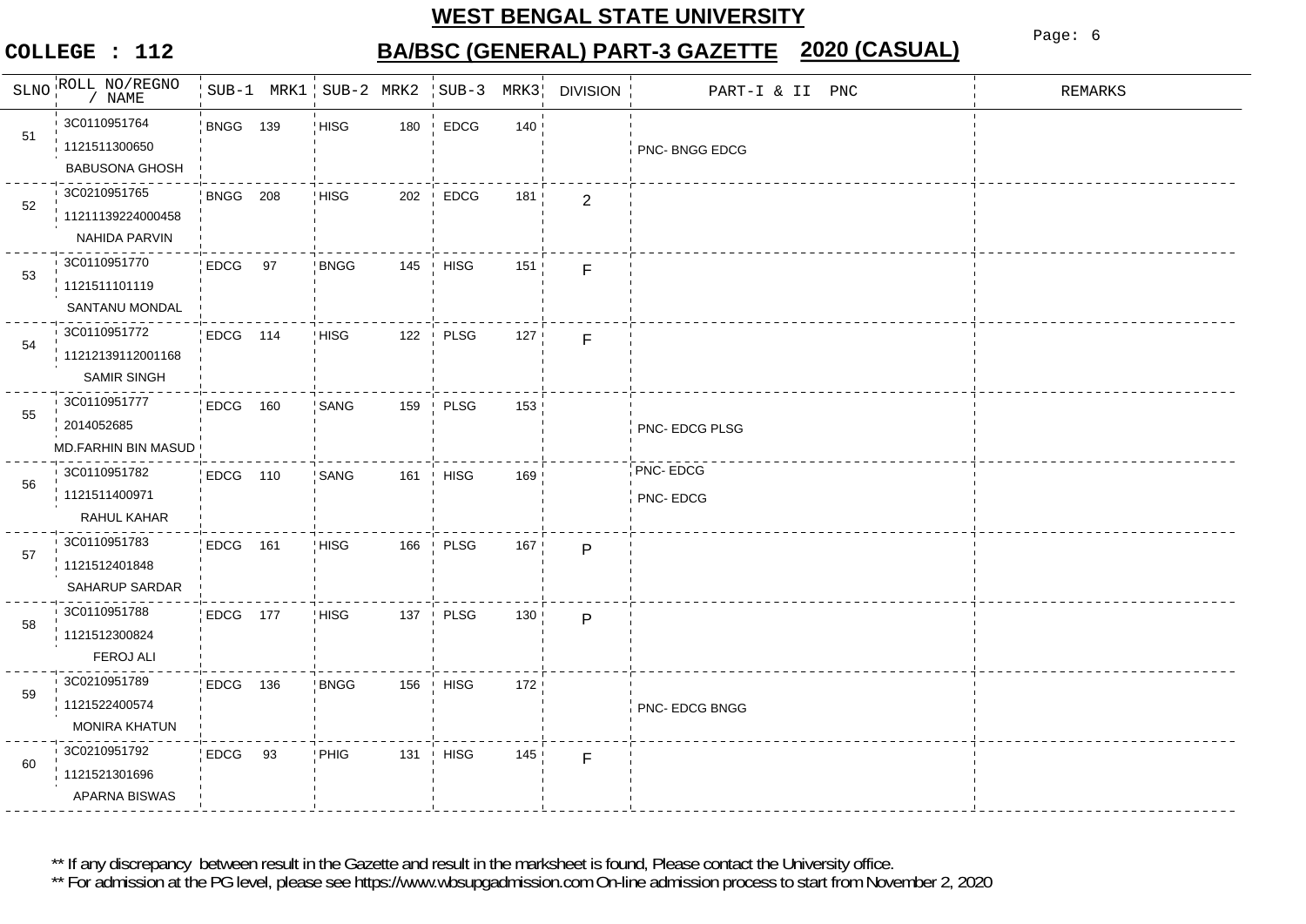# WEST BENGAL STATE UNIVERSITY

**COLLEGE : 112** **BA/BSC (GENERAL) PART-3 GAZETTE 2020 (CASUAL)**

| SLNO | ROLL NO/REGNO / NAME | SUB-1 | MRK1 | SUB-2 | MRK2 | SUB-3 | MRK3 | DIVISION | PART-I & II PNC | REMARKS |
|---|---|---|---|---|---|---|---|---|---|---|
| 51 | 3C0110951764<br>1121511300650<br>BABUSONA GHOSH | BNGG | 139 | HISG | 180 | EDCG | 140 | | PNC- BNGG EDCG | |
| 52 | 3C0210951765<br>11211139224000458<br>NAHIDA PARVIN | BNGG | 208 | HISG | 202 | EDCG | 181 | 2 | | |
| 53 | 3C0110951770<br>1121511101119<br>SANTANU MONDAL | EDCG | 97 | BNGG | 145 | HISG | 151 | F | | |
| 54 | 3C0110951772<br>11212139112001168<br>SAMIR SINGH | EDCG | 114 | HISG | 122 | PLSG | 127 | F | | |
| 55 | 3C0110951777<br>2014052685<br>MD.FARHIN BIN MASUD | EDCG | 160 | SANG | 159 | PLSG | 153 | | PNC- EDCG PLSG | |
| 56 | 3C0110951782<br>1121511400971<br>RAHUL KAHAR | EDCG | 110 | SANG | 161 | HISG | 169 | | PNC- EDCG<br>PNC- EDCG | |
| 57 | 3C0110951783<br>1121512401848<br>SAHARUP SARDAR | EDCG | 161 | HISG | 166 | PLSG | 167 | P | | |
| 58 | 3C0110951788<br>1121512300824<br>FEROJ ALI | EDCG | 177 | HISG | 137 | PLSG | 130 | P | | |
| 59 | 3C0210951789<br>1121522400574<br>MONIRA KHATUN | EDCG | 136 | BNGG | 156 | HISG | 172 | | PNC- EDCG BNGG | |
| 60 | 3C0210951792<br>1121521301696<br>APARNA BISWAS | EDCG | 93 | PHIG | 131 | HISG | 145 | F | | |

** If any discrepancy between result in the Gazette and result in the marksheet is found, Please contact the University office.

** For admission at the PG level, please see https://www.wbsupgadmission.com On-line admission process to start from November 2, 2020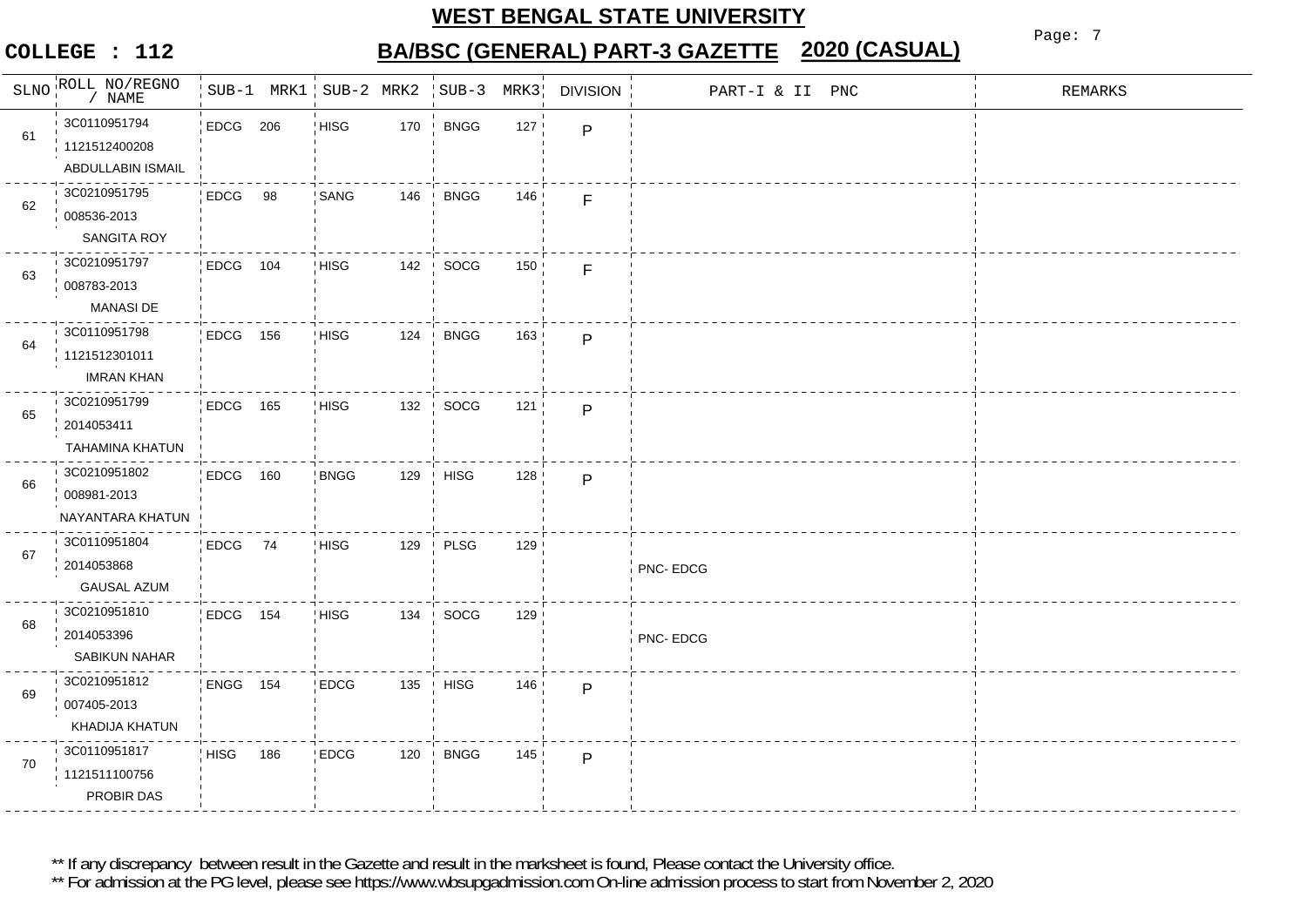# WEST BENGAL STATE UNIVERSITY

## BA/BSC (GENERAL) PART-3 GAZETTE 2020 (CASUAL)

**COLLEGE : 112**

| SLNO | ROLL NO/REGNO / NAME | SUB-1 | MRK1 | SUB-2 | MRK2 | SUB-3 | MRK3 | DIVISION | PART-I & II PNC | REMARKS |
|---|---|---|---|---|---|---|---|---|---|---|
| 61 | 3C0110951794 1121512400208 ABDULLABIN ISMAIL | EDCG | 206 | HISG | 170 | BNGG | 127 | P | | |
| 62 | 3C0210951795 008536-2013 SANGITA ROY | EDCG | 98 | SANG | 146 | BNGG | 146 | F | | |
| 63 | 3C0210951797 008783-2013 MANASI DE | EDCG | 104 | HISG | 142 | SOCG | 150 | F | | |
| 64 | 3C0110951798 1121512301011 IMRAN KHAN | EDCG | 156 | HISG | 124 | BNGG | 163 | P | | |
| 65 | 3C0210951799 2014053411 TAHAMINA KHATUN | EDCG | 165 | HISG | 132 | SOCG | 121 | P | | |
| 66 | 3C0210951802 008981-2013 NAYANTARA KHATUN | EDCG | 160 | BNGG | 129 | HISG | 128 | P | | |
| 67 | 3C0110951804 2014053868 GAUSAL AZUM | EDCG | 74 | HISG | 129 | PLSG | 129 | | PNC- EDCG | |
| 68 | 3C0210951810 2014053396 SABIKUN NAHAR | EDCG | 154 | HISG | 134 | SOCG | 129 | | PNC- EDCG | |
| 69 | 3C0210951812 007405-2013 KHADIJA KHATUN | ENGG | 154 | EDCG | 135 | HISG | 146 | P | | |
| 70 | 3C0110951817 1121511100756 PROBIR DAS | HISG | 186 | EDCG | 120 | BNGG | 145 | P | | |

** If any discrepancy between result in the Gazette and result in the marksheet is found, Please contact the University office.

** For admission at the PG level, please see https://www.wbsupgadmission.com On-line admission process to start from November 2, 2020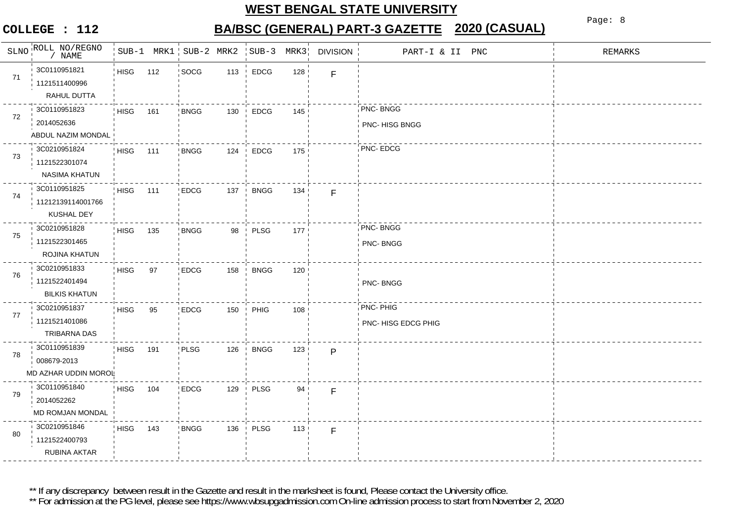# WEST BENGAL STATE UNIVERSITY

## COLLEGE : 112 BA/BSC (GENERAL) PART-3 GAZETTE 2020 (CASUAL)

| SLNO | ROLL NO/REGNO / NAME | SUB-1 | MRK1 | SUB-2 | MRK2 | SUB-3 | MRK3 | DIVISION | PART-I & II PNC | REMARKS |
|---|---|---|---|---|---|---|---|---|---|---|
| 71 | 3C0110951821 1121511400996 RAHUL DUTTA | HISG | 112 | SOCG | 113 | EDCG | 128 | F | | |
| 72 | 3C0110951823 2014052636 ABDUL NAZIM MONDAL | HISG | 161 | BNGG | 130 | EDCG | 145 | | PNC- BNGG PNC- HISG BNGG | |
| 73 | 3C0210951824 1121522301074 NASIMA KHATUN | HISG | 111 | BNGG | 124 | EDCG | 175 | | PNC- EDCG | |
| 74 | 3C0110951825 112121391140017​66 KUSHAL DEY | HISG | 111 | EDCG | 137 | BNGG | 134 | F | | |
| 75 | 3C0210951828 1121522301465 ROJINA KHATUN | HISG | 135 | BNGG | 98 | PLSG | 177 | | PNC- BNGG PNC- BNGG | |
| 76 | 3C0210951833 1121522401494 BILKIS KHATUN | HISG | 97 | EDCG | 158 | BNGG | 120 | | PNC- BNGG | |
| 77 | 3C0210951837 1121521401086 TRIBARNA DAS | HISG | 95 | EDCG | 150 | PHIG | 108 | | PNC- PHIG PNC- HISG EDCG PHIG | |
| 78 | 3C0110951839 008679-2013 MD AZHAR UDDIN MOROL | HISG | 191 | PLSG | 126 | BNGG | 123 | P | | |
| 79 | 3C0110951840 2014052262 MD ROMJAN MONDAL | HISG | 104 | EDCG | 129 | PLSG | 94 | F | | |
| 80 | 3C0210951846 1121522400793 RUBINA AKTAR | HISG | 143 | BNGG | 136 | PLSG | 113 | F | | |

** If any discrepancy between result in the Gazette and result in the marksheet is found, Please contact the University office.

** For admission at the PG level, please see https://www.wbsupgadmission.com On-line admission process to start from November 2, 2020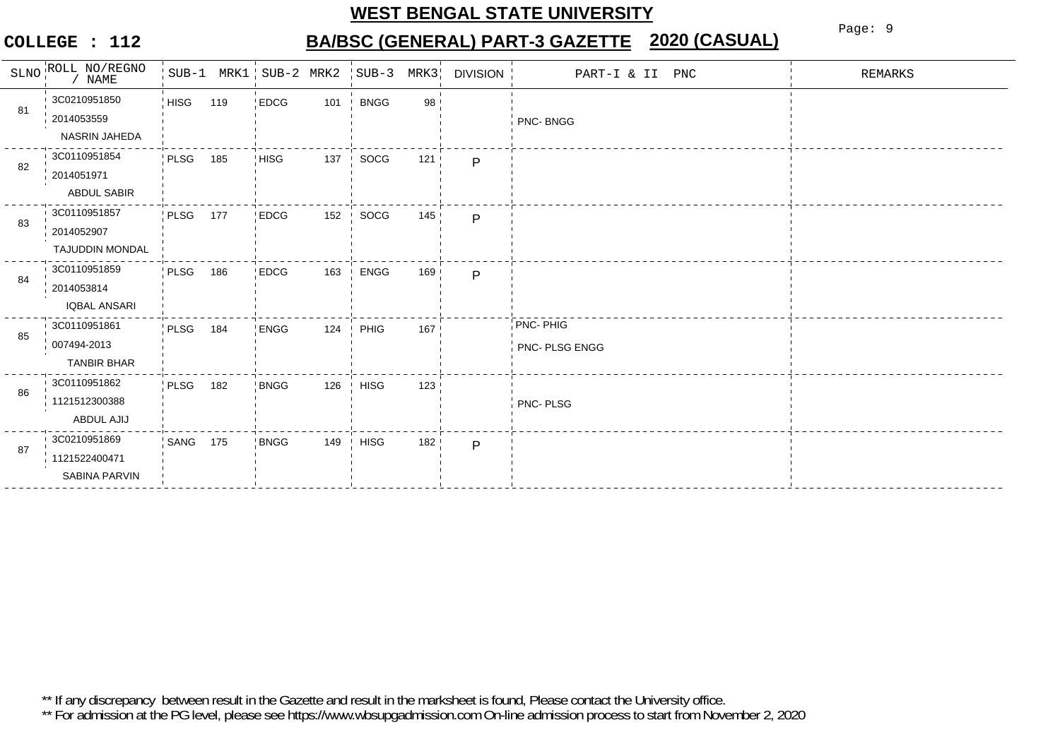# WEST BENGAL STATE UNIVERSITY

**COLLEGE : 112** **BA/BSC (GENERAL) PART-3 GAZETTE 2020 (CASUAL)**

| SLNO | ROLL NO/REGNO / NAME | SUB-1 | MRK1 | SUB-2 | MRK2 | SUB-3 | MRK3 | DIVISION | PART-I & II PNC | REMARKS |
|---|---|---|---|---|---|---|---|---|---|---|
| 81 | 3C0210951850<br>2014053559<br>NASRIN JAHEDA | HISG | 119 | EDCG | 101 | BNGG | 98 | | PNC- BNGG | |
| 82 | 3C0110951854<br>2014051971<br>ABDUL SABIR | PLSG | 185 | HISG | 137 | SOCG | 121 | P | | |
| 83 | 3C0110951857<br>2014052907<br>TAJUDDIN MONDAL | PLSG | 177 | EDCG | 152 | SOCG | 145 | P | | |
| 84 | 3C0110951859<br>2014053814<br>IQBAL ANSARI | PLSG | 186 | EDCG | 163 | ENGG | 169 | P | | |
| 85 | 3C0110951861<br>007494-2013<br>TANBIR BHAR | PLSG | 184 | ENGG | 124 | PHIG | 167 | | PNC- PHIG<br>PNC- PLSG ENGG | |
| 86 | 3C0110951862<br>1121512300388<br>ABDUL AJIJ | PLSG | 182 | BNGG | 126 | HISG | 123 | | PNC- PLSG | |
| 87 | 3C0210951869<br>1121522400471<br>SABINA PARVIN | SANG | 175 | BNGG | 149 | HISG | 182 | P | | |

** If any discrepancy between result in the Gazette and result in the marksheet is found, Please contact the University office.

** For admission at the PG level, please see https://www.wbsupgadmission.com On-line admission process to start from November 2, 2020